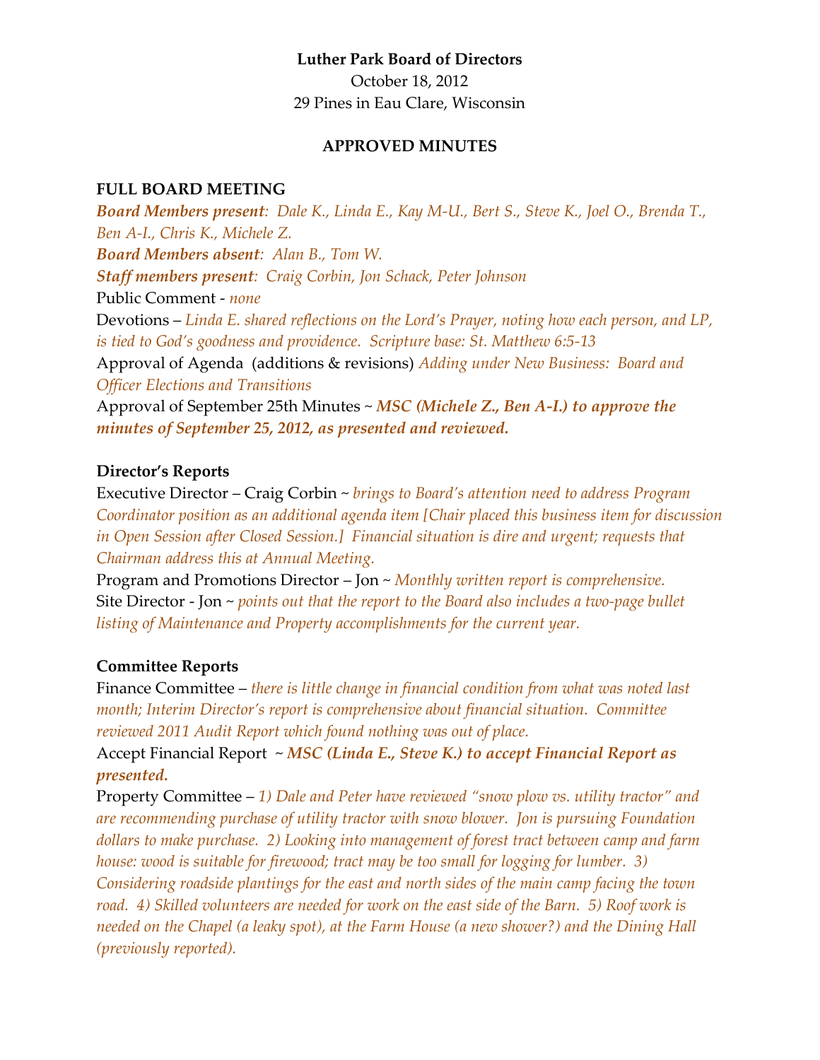**Luther Park Board of Directors**
October 18, 2012
29 Pines in Eau Clare, Wisconsin

**APPROVED MINUTES**

## FULL BOARD MEETING

***Board Members present**: Dale K., Linda E., Kay M-U., Bert S., Steve K., Joel O., Brenda T., Ben A-I., Chris K., Michele Z.*

***Board Members absent**: Alan B., Tom W.*

***Staff members present**: Craig Corbin, Jon Schack, Peter Johnson*

Public Comment - *none*

Devotions – *Linda E. shared reflections on the Lord's Prayer, noting how each person, and LP, is tied to God's goodness and providence. Scripture base: St. Matthew 6:5-13*

Approval of Agenda (additions & revisions) *Adding under New Business: Board and Officer Elections and Transitions*

Approval of September 25th Minutes ~ ***MSC (Michele Z., Ben A-I.) to approve the minutes of September 25, 2012, as presented and reviewed.***

## Director's Reports

Executive Director – Craig Corbin ~ *brings to Board's attention need to address Program Coordinator position as an additional agenda item [Chair placed this business item for discussion in Open Session after Closed Session.] Financial situation is dire and urgent; requests that Chairman address this at Annual Meeting.*

Program and Promotions Director – Jon ~ *Monthly written report is comprehensive.*

Site Director - Jon ~ *points out that the report to the Board also includes a two-page bullet listing of Maintenance and Property accomplishments for the current year.*

## Committee Reports

Finance Committee – *there is little change in financial condition from what was noted last month; Interim Director's report is comprehensive about financial situation. Committee reviewed 2011 Audit Report which found nothing was out of place.*

Accept Financial Report ~ ***MSC (Linda E., Steve K.) to accept Financial Report as presented.***

Property Committee – *1) Dale and Peter have reviewed "snow plow vs. utility tractor" and are recommending purchase of utility tractor with snow blower. Jon is pursuing Foundation dollars to make purchase. 2) Looking into management of forest tract between camp and farm house: wood is suitable for firewood; tract may be too small for logging for lumber. 3) Considering roadside plantings for the east and north sides of the main camp facing the town road. 4) Skilled volunteers are needed for work on the east side of the Barn. 5) Roof work is needed on the Chapel (a leaky spot), at the Farm House (a new shower?) and the Dining Hall (previously reported).*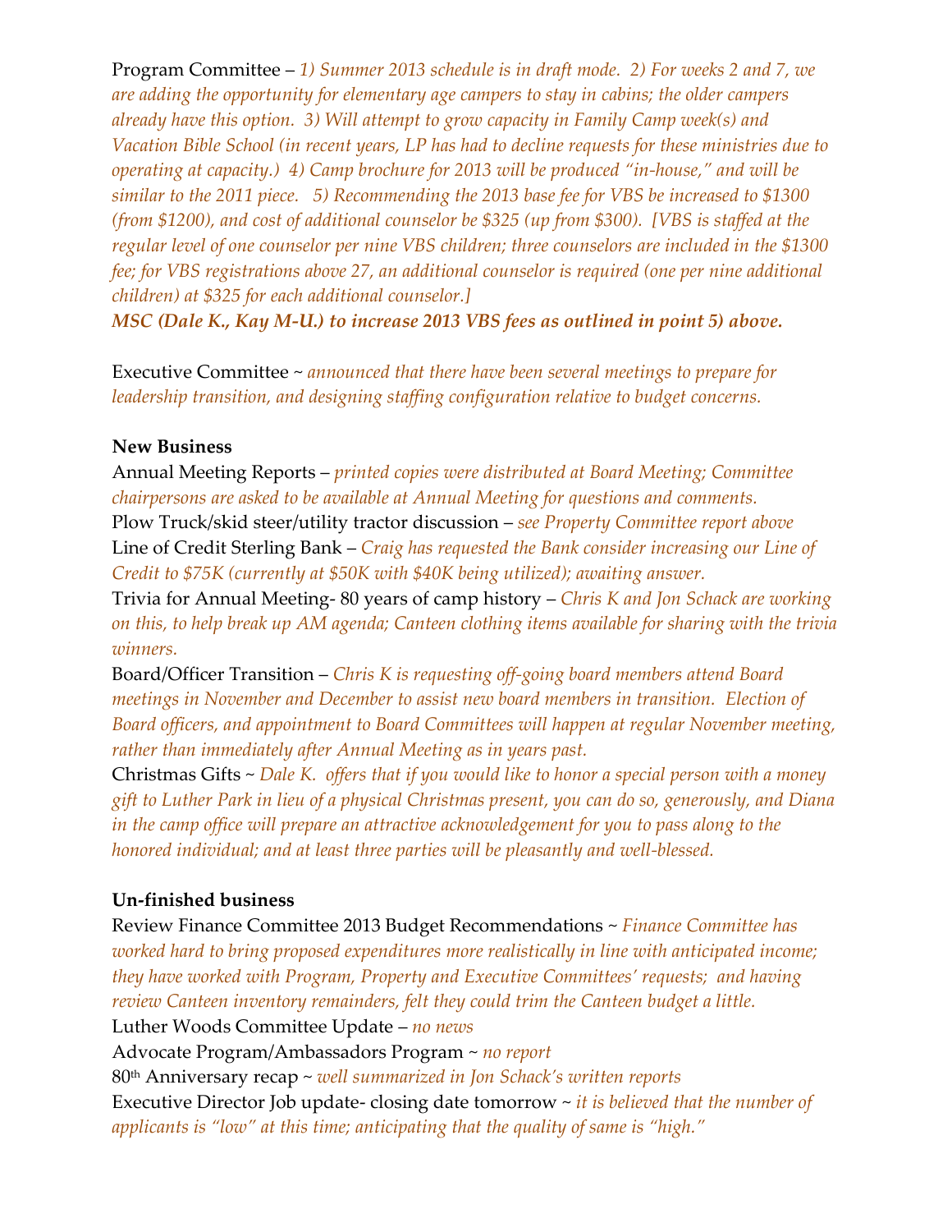Program Committee – *1) Summer 2013 schedule is in draft mode. 2) For weeks 2 and 7, we are adding the opportunity for elementary age campers to stay in cabins; the older campers already have this option. 3) Will attempt to grow capacity in Family Camp week(s) and Vacation Bible School (in recent years, LP has had to decline requests for these ministries due to operating at capacity.) 4) Camp brochure for 2013 will be produced "in-house," and will be similar to the 2011 piece. 5) Recommending the 2013 base fee for VBS be increased to $1300 (from $1200), and cost of additional counselor be $325 (up from $300). [VBS is staffed at the regular level of one counselor per nine VBS children; three counselors are included in the $1300 fee; for VBS registrations above 27, an additional counselor is required (one per nine additional children) at $325 for each additional counselor.]*
***MSC (Dale K., Kay M-U.) to increase 2013 VBS fees as outlined in point 5) above.***

Executive Committee ~ *announced that there have been several meetings to prepare for leadership transition, and designing staffing configuration relative to budget concerns.*

**New Business**

Annual Meeting Reports – *printed copies were distributed at Board Meeting; Committee chairpersons are asked to be available at Annual Meeting for questions and comments.*
Plow Truck/skid steer/utility tractor discussion – *see Property Committee report above*
Line of Credit Sterling Bank – *Craig has requested the Bank consider increasing our Line of Credit to $75K (currently at $50K with $40K being utilized); awaiting answer.*
Trivia for Annual Meeting- 80 years of camp history – *Chris K and Jon Schack are working on this, to help break up AM agenda; Canteen clothing items available for sharing with the trivia winners.*
Board/Officer Transition – *Chris K is requesting off-going board members attend Board meetings in November and December to assist new board members in transition. Election of Board officers, and appointment to Board Committees will happen at regular November meeting, rather than immediately after Annual Meeting as in years past.*
Christmas Gifts ~ *Dale K. offers that if you would like to honor a special person with a money gift to Luther Park in lieu of a physical Christmas present, you can do so, generously, and Diana in the camp office will prepare an attractive acknowledgement for you to pass along to the honored individual; and at least three parties will be pleasantly and well-blessed.*

**Un-finished business**

Review Finance Committee 2013 Budget Recommendations ~ *Finance Committee has worked hard to bring proposed expenditures more realistically in line with anticipated income; they have worked with Program, Property and Executive Committees' requests; and having review Canteen inventory remainders, felt they could trim the Canteen budget a little.*
Luther Woods Committee Update – *no news*
Advocate Program/Ambassadors Program ~ *no report*
80th Anniversary recap ~ *well summarized in Jon Schack's written reports*
Executive Director Job update- closing date tomorrow ~ *it is believed that the number of applicants is "low" at this time; anticipating that the quality of same is "high."*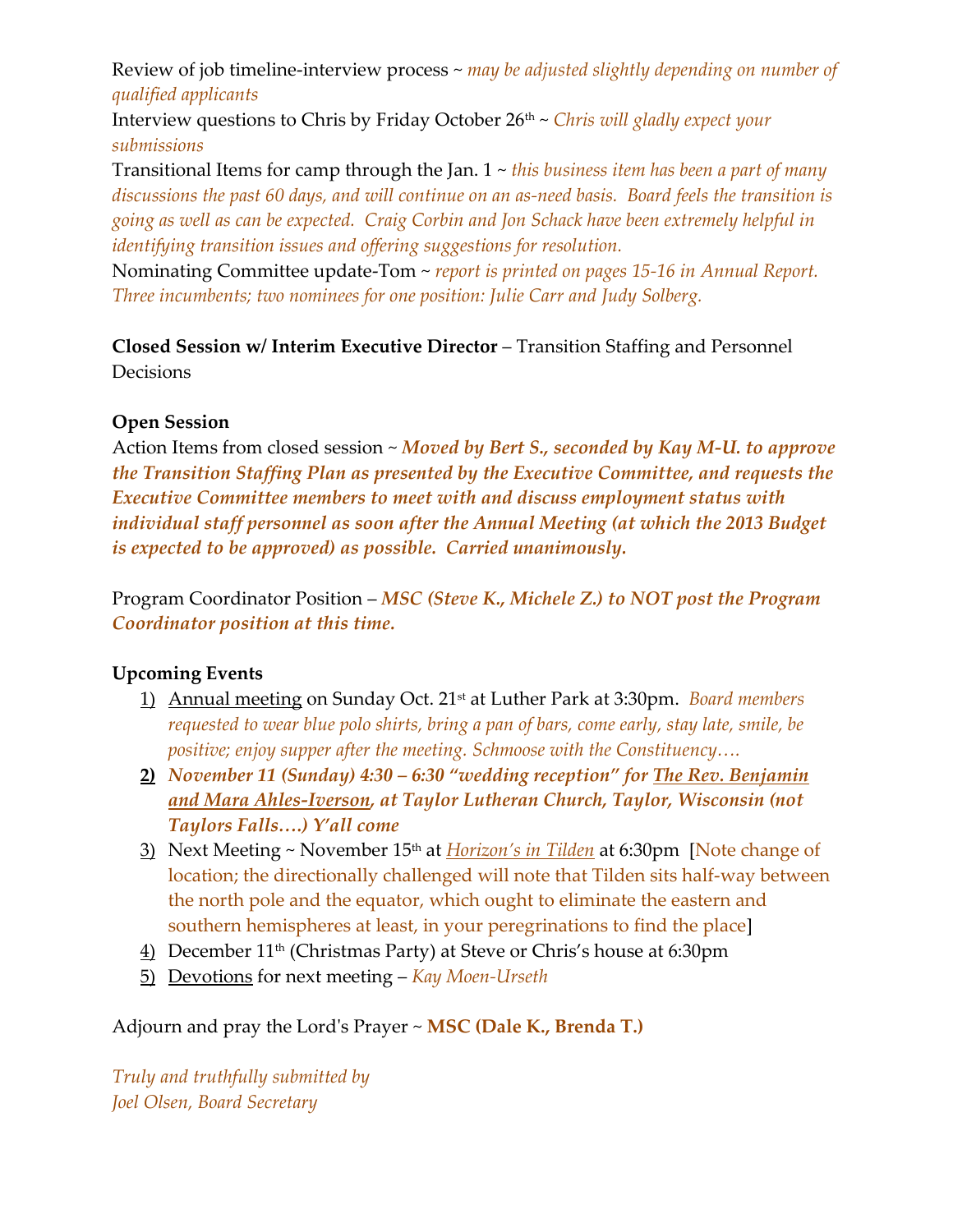Review of job timeline-interview process ~ *may be adjusted slightly depending on number of qualified applicants*
Interview questions to Chris by Friday October 26th ~ *Chris will gladly expect your submissions*
Transitional Items for camp through the Jan. 1 ~ *this business item has been a part of many discussions the past 60 days, and will continue on an as-need basis. Board feels the transition is going as well as can be expected. Craig Corbin and Jon Schack have been extremely helpful in identifying transition issues and offering suggestions for resolution.*
Nominating Committee update-Tom ~ *report is printed on pages 15-16 in Annual Report. Three incumbents; two nominees for one position: Julie Carr and Judy Solberg.*

**Closed Session w/ Interim Executive Director** – Transition Staffing and Personnel Decisions

**Open Session**
Action Items from closed session ~ ***Moved by Bert S., seconded by Kay M-U. to approve the Transition Staffing Plan as presented by the Executive Committee, and requests the Executive Committee members to meet with and discuss employment status with individual staff personnel as soon after the Annual Meeting (at which the 2013 Budget is expected to be approved) as possible. Carried unanimously.***

Program Coordinator Position – ***MSC (Steve K., Michele Z.) to NOT post the Program Coordinator position at this time.***

**Upcoming Events**

1) Annual meeting on Sunday Oct. 21st at Luther Park at 3:30pm. *Board members requested to wear blue polo shirts, bring a pan of bars, come early, stay late, smile, be positive; enjoy supper after the meeting. Schmoose with the Constituency….*
2) ***November 11 (Sunday) 4:30 – 6:30 "wedding reception" for The Rev. Benjamin and Mara Ahles-Iverson, at Taylor Lutheran Church, Taylor, Wisconsin (not Taylors Falls….) Y'all come***
3) Next Meeting ~ November 15th at *Horizon's in Tilden* at 6:30pm [Note change of location; the directionally challenged will note that Tilden sits half-way between the north pole and the equator, which ought to eliminate the eastern and southern hemispheres at least, in your peregrinations to find the place]
4) December 11th (Christmas Party) at Steve or Chris's house at 6:30pm
5) Devotions for next meeting – *Kay Moen-Urseth*

Adjourn and pray the Lord's Prayer ~ **MSC (Dale K., Brenda T.)**

*Truly and truthfully submitted by*
*Joel Olsen, Board Secretary*